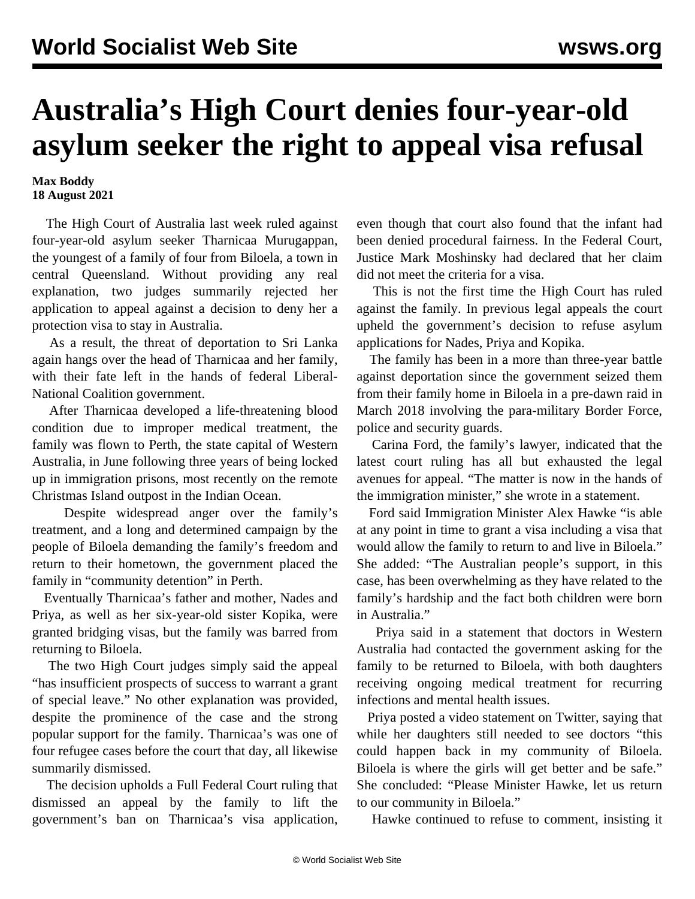# Australia's High Court denies four-year-old asylum seeker the right to appeal visa refusal

**Max Boddy**
**18 August 2021**

The High Court of Australia last week ruled against four-year-old asylum seeker Tharnicaa Murugappan, the youngest of a family of four from Biloela, a town in central Queensland. Without providing any real explanation, two judges summarily rejected her application to appeal against a decision to deny her a protection visa to stay in Australia.

As a result, the threat of deportation to Sri Lanka again hangs over the head of Tharnicaa and her family, with their fate left in the hands of federal Liberal-National Coalition government.

After Tharnicaa developed a life-threatening blood condition due to improper medical treatment, the family was flown to Perth, the state capital of Western Australia, in June following three years of being locked up in immigration prisons, most recently on the remote Christmas Island outpost in the Indian Ocean.

Despite widespread anger over the family's treatment, and a long and determined campaign by the people of Biloela demanding the family's freedom and return to their hometown, the government placed the family in "community detention" in Perth.

Eventually Tharnicaa's father and mother, Nades and Priya, as well as her six-year-old sister Kopika, were granted bridging visas, but the family was barred from returning to Biloela.

The two High Court judges simply said the appeal "has insufficient prospects of success to warrant a grant of special leave." No other explanation was provided, despite the prominence of the case and the strong popular support for the family. Tharnicaa's was one of four refugee cases before the court that day, all likewise summarily dismissed.

The decision upholds a Full Federal Court ruling that dismissed an appeal by the family to lift the government's ban on Tharnicaa's visa application, even though that court also found that the infant had been denied procedural fairness. In the Federal Court, Justice Mark Moshinsky had declared that her claim did not meet the criteria for a visa.

This is not the first time the High Court has ruled against the family. In previous legal appeals the court upheld the government's decision to refuse asylum applications for Nades, Priya and Kopika.

The family has been in a more than three-year battle against deportation since the government seized them from their family home in Biloela in a pre-dawn raid in March 2018 involving the para-military Border Force, police and security guards.

Carina Ford, the family's lawyer, indicated that the latest court ruling has all but exhausted the legal avenues for appeal. "The matter is now in the hands of the immigration minister," she wrote in a statement.

Ford said Immigration Minister Alex Hawke "is able at any point in time to grant a visa including a visa that would allow the family to return to and live in Biloela." She added: "The Australian people's support, in this case, has been overwhelming as they have related to the family's hardship and the fact both children were born in Australia."

Priya said in a statement that doctors in Western Australia had contacted the government asking for the family to be returned to Biloela, with both daughters receiving ongoing medical treatment for recurring infections and mental health issues.

Priya posted a video statement on Twitter, saying that while her daughters still needed to see doctors "this could happen back in my community of Biloela. Biloela is where the girls will get better and be safe." She concluded: "Please Minister Hawke, let us return to our community in Biloela."

Hawke continued to refuse to comment, insisting it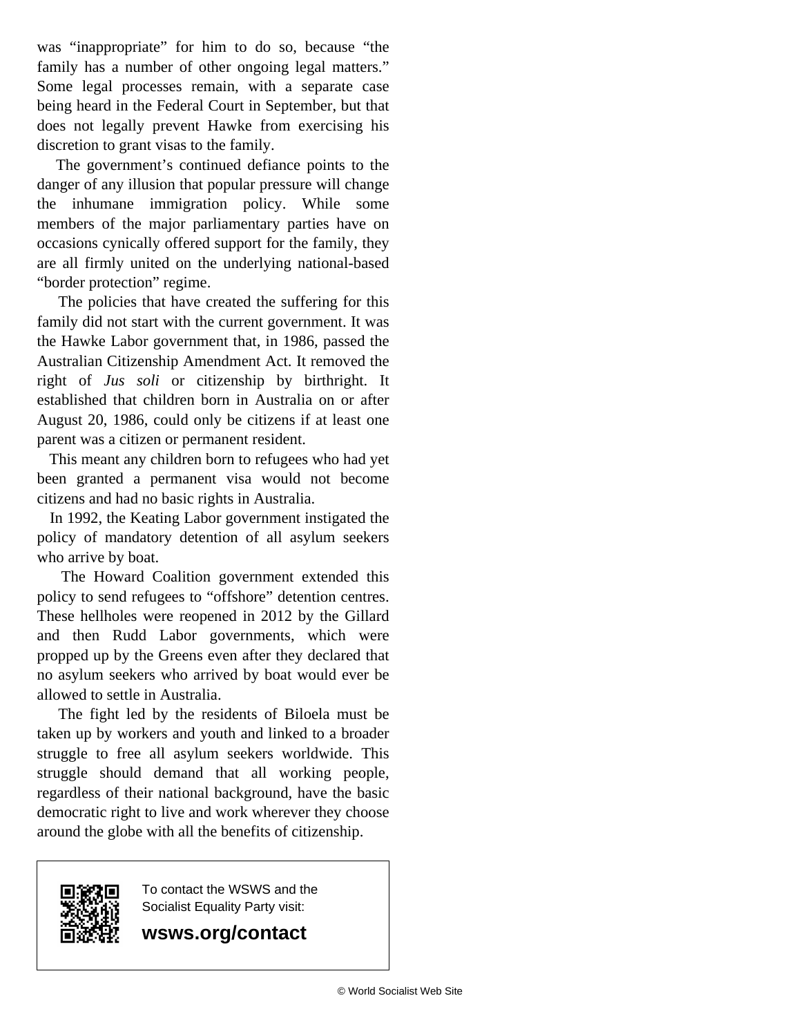was "inappropriate" for him to do so, because "the family has a number of other ongoing legal matters." Some legal processes remain, with a separate case being heard in the Federal Court in September, but that does not legally prevent Hawke from exercising his discretion to grant visas to the family.

The government's continued defiance points to the danger of any illusion that popular pressure will change the inhumane immigration policy. While some members of the major parliamentary parties have on occasions cynically offered support for the family, they are all firmly united on the underlying national-based "border protection" regime.

The policies that have created the suffering for this family did not start with the current government. It was the Hawke Labor government that, in 1986, passed the Australian Citizenship Amendment Act. It removed the right of *Jus soli* or citizenship by birthright. It established that children born in Australia on or after August 20, 1986, could only be citizens if at least one parent was a citizen or permanent resident.

This meant any children born to refugees who had yet been granted a permanent visa would not become citizens and had no basic rights in Australia.

In 1992, the Keating Labor government instigated the policy of mandatory detention of all asylum seekers who arrive by boat.

The Howard Coalition government extended this policy to send refugees to "offshore" detention centres. These hellholes were reopened in 2012 by the Gillard and then Rudd Labor governments, which were propped up by the Greens even after they declared that no asylum seekers who arrived by boat would ever be allowed to settle in Australia.

The fight led by the residents of Biloela must be taken up by workers and youth and linked to a broader struggle to free all asylum seekers worldwide. This struggle should demand that all working people, regardless of their national background, have the basic democratic right to live and work wherever they choose around the globe with all the benefits of citizenship.

To contact the WSWS and the Socialist Equality Party visit:

**wsws.org/contact**

© World Socialist Web Site